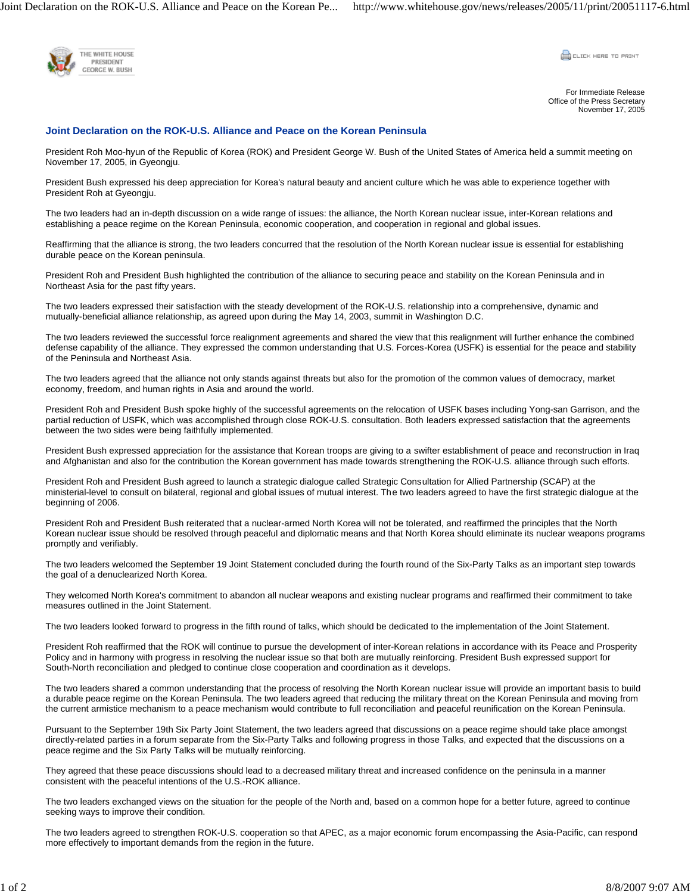THE WHITE HOUSE
PRESIDENT
GEORGE W. BUSH

CLICK HERE TO PRINT

For Immediate Release
Office of the Press Secretary
November 17, 2005

## Joint Declaration on the ROK-U.S. Alliance and Peace on the Korean Peninsula

President Roh Moo-hyun of the Republic of Korea (ROK) and President George W. Bush of the United States of America held a summit meeting on November 17, 2005, in Gyeongju.

President Bush expressed his deep appreciation for Korea's natural beauty and ancient culture which he was able to experience together with President Roh at Gyeongju.

The two leaders had an in-depth discussion on a wide range of issues: the alliance, the North Korean nuclear issue, inter-Korean relations and establishing a peace regime on the Korean Peninsula, economic cooperation, and cooperation in regional and global issues.

Reaffirming that the alliance is strong, the two leaders concurred that the resolution of the North Korean nuclear issue is essential for establishing durable peace on the Korean peninsula.

President Roh and President Bush highlighted the contribution of the alliance to securing peace and stability on the Korean Peninsula and in Northeast Asia for the past fifty years.

The two leaders expressed their satisfaction with the steady development of the ROK-U.S. relationship into a comprehensive, dynamic and mutually-beneficial alliance relationship, as agreed upon during the May 14, 2003, summit in Washington D.C.

The two leaders reviewed the successful force realignment agreements and shared the view that this realignment will further enhance the combined defense capability of the alliance. They expressed the common understanding that U.S. Forces-Korea (USFK) is essential for the peace and stability of the Peninsula and Northeast Asia.

The two leaders agreed that the alliance not only stands against threats but also for the promotion of the common values of democracy, market economy, freedom, and human rights in Asia and around the world.

President Roh and President Bush spoke highly of the successful agreements on the relocation of USFK bases including Yong-san Garrison, and the partial reduction of USFK, which was accomplished through close ROK-U.S. consultation. Both leaders expressed satisfaction that the agreements between the two sides were being faithfully implemented.

President Bush expressed appreciation for the assistance that Korean troops are giving to a swifter establishment of peace and reconstruction in Iraq and Afghanistan and also for the contribution the Korean government has made towards strengthening the ROK-U.S. alliance through such efforts.

President Roh and President Bush agreed to launch a strategic dialogue called Strategic Consultation for Allied Partnership (SCAP) at the ministerial-level to consult on bilateral, regional and global issues of mutual interest. The two leaders agreed to have the first strategic dialogue at the beginning of 2006.

President Roh and President Bush reiterated that a nuclear-armed North Korea will not be tolerated, and reaffirmed the principles that the North Korean nuclear issue should be resolved through peaceful and diplomatic means and that North Korea should eliminate its nuclear weapons programs promptly and verifiably.

The two leaders welcomed the September 19 Joint Statement concluded during the fourth round of the Six-Party Talks as an important step towards the goal of a denuclearized North Korea.

They welcomed North Korea's commitment to abandon all nuclear weapons and existing nuclear programs and reaffirmed their commitment to take measures outlined in the Joint Statement.

The two leaders looked forward to progress in the fifth round of talks, which should be dedicated to the implementation of the Joint Statement.

President Roh reaffirmed that the ROK will continue to pursue the development of inter-Korean relations in accordance with its Peace and Prosperity Policy and in harmony with progress in resolving the nuclear issue so that both are mutually reinforcing. President Bush expressed support for South-North reconciliation and pledged to continue close cooperation and coordination as it develops.

The two leaders shared a common understanding that the process of resolving the North Korean nuclear issue will provide an important basis to build a durable peace regime on the Korean Peninsula. The two leaders agreed that reducing the military threat on the Korean Peninsula and moving from the current armistice mechanism to a peace mechanism would contribute to full reconciliation and peaceful reunification on the Korean Peninsula.

Pursuant to the September 19th Six Party Joint Statement, the two leaders agreed that discussions on a peace regime should take place amongst directly-related parties in a forum separate from the Six-Party Talks and following progress in those Talks, and expected that the discussions on a peace regime and the Six Party Talks will be mutually reinforcing.

They agreed that these peace discussions should lead to a decreased military threat and increased confidence on the peninsula in a manner consistent with the peaceful intentions of the U.S.-ROK alliance.

The two leaders exchanged views on the situation for the people of the North and, based on a common hope for a better future, agreed to continue seeking ways to improve their condition.

The two leaders agreed to strengthen ROK-U.S. cooperation so that APEC, as a major economic forum encompassing the Asia-Pacific, can respond more effectively to important demands from the region in the future.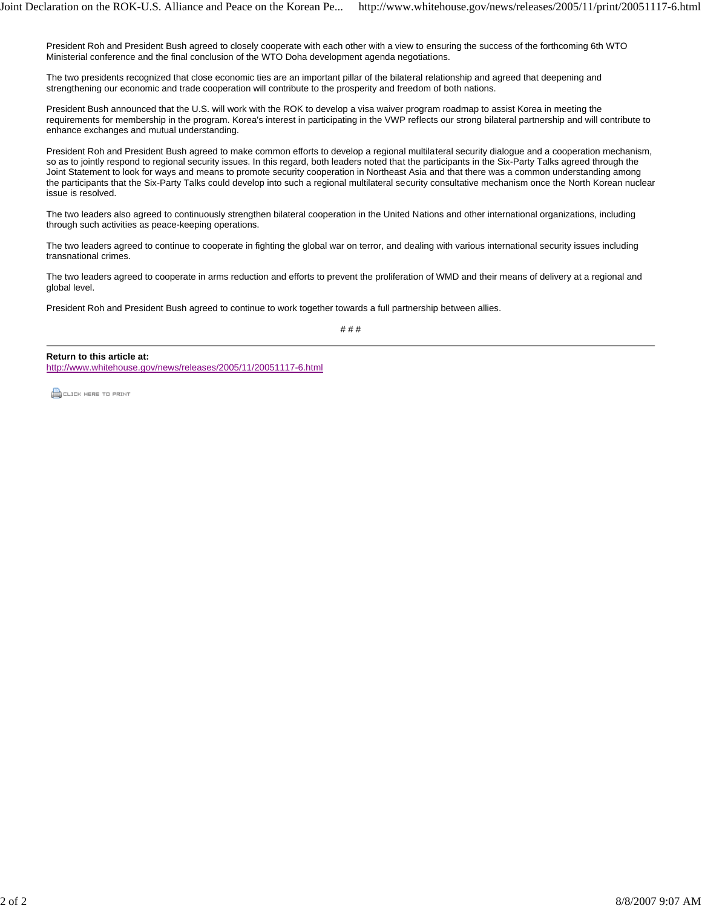President Roh and President Bush agreed to closely cooperate with each other with a view to ensuring the success of the forthcoming 6th WTO Ministerial conference and the final conclusion of the WTO Doha development agenda negotiations.

The two presidents recognized that close economic ties are an important pillar of the bilateral relationship and agreed that deepening and strengthening our economic and trade cooperation will contribute to the prosperity and freedom of both nations.

President Bush announced that the U.S. will work with the ROK to develop a visa waiver program roadmap to assist Korea in meeting the requirements for membership in the program. Korea's interest in participating in the VWP reflects our strong bilateral partnership and will contribute to enhance exchanges and mutual understanding.

President Roh and President Bush agreed to make common efforts to develop a regional multilateral security dialogue and a cooperation mechanism, so as to jointly respond to regional security issues. In this regard, both leaders noted that the participants in the Six-Party Talks agreed through the Joint Statement to look for ways and means to promote security cooperation in Northeast Asia and that there was a common understanding among the participants that the Six-Party Talks could develop into such a regional multilateral security consultative mechanism once the North Korean nuclear issue is resolved.

The two leaders also agreed to continuously strengthen bilateral cooperation in the United Nations and other international organizations, including through such activities as peace-keeping operations.

The two leaders agreed to continue to cooperate in fighting the global war on terror, and dealing with various international security issues including transnational crimes.

The two leaders agreed to cooperate in arms reduction and efforts to prevent the proliferation of WMD and their means of delivery at a regional and global level.

President Roh and President Bush agreed to continue to work together towards a full partnership between allies.

# # #

---

**Return to this article at:**
http://www.whitehouse.gov/news/releases/2005/11/20051117-6.html

CLICK HERE TO PRINT